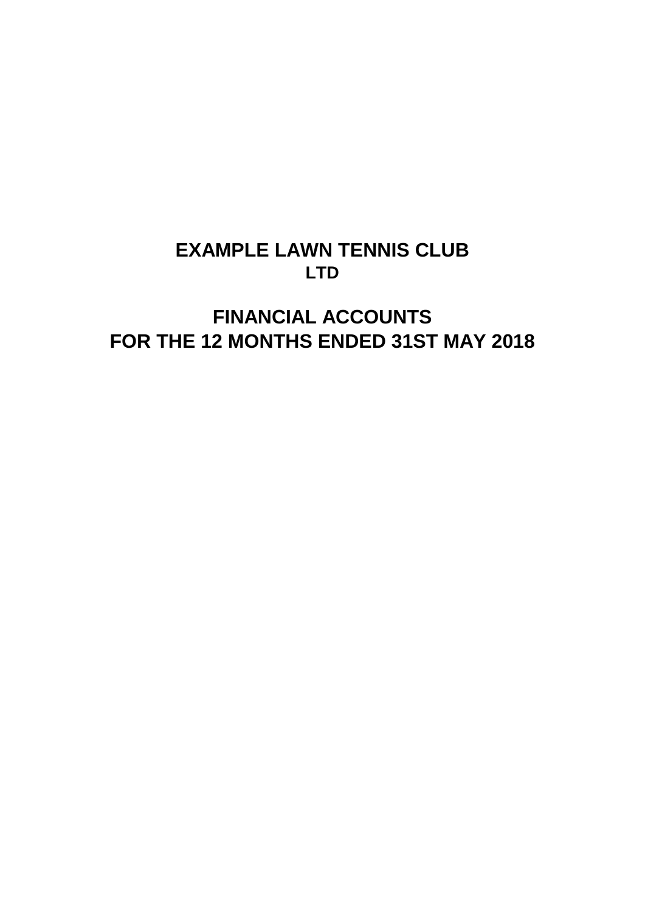# EXAMPLE LAWN TENNIS CLUB
## LTD

# FINANCIAL ACCOUNTS
# FOR THE 12 MONTHS ENDED 31ST MAY 2018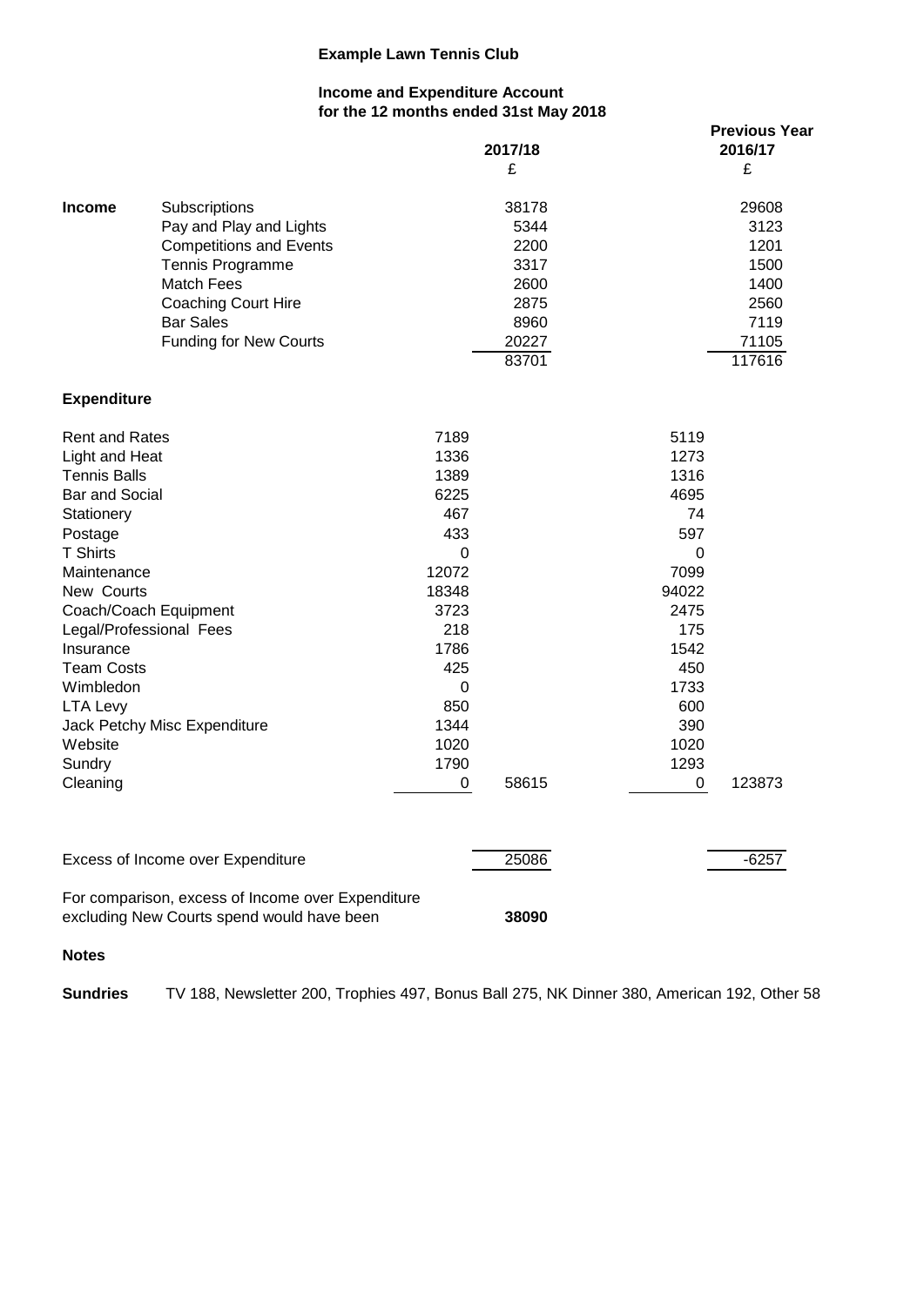**Example Lawn Tennis Club**

**Income and Expenditure Account**
**for the 12 months ended 31st May 2018**

| | | 2017/18 | | Previous Year 2016/17 | |
|---|---|---|---|---|---|
| | | £ | | £ | |
| **Income** | Subscriptions | | 38178 | | 29608 |
| | Pay and Play and Lights | | 5344 | | 3123 |
| | Competitions and Events | | 2200 | | 1201 |
| | Tennis Programme | | 3317 | | 1500 |
| | Match Fees | | 2600 | | 1400 |
| | Coaching Court Hire | | 2875 | | 2560 |
| | Bar Sales | | 8960 | | 7119 |
| | Funding for New Courts | | 20227 | | 71105 |
| | | | 83701 | | 117616 |
| **Expenditure** | | | | | |
| Rent and Rates | | 7189 | | 5119 | |
| Light and Heat | | 1336 | | 1273 | |
| Tennis Balls | | 1389 | | 1316 | |
| Bar and Social | | 6225 | | 4695 | |
| Stationery | | 467 | | 74 | |
| Postage | | 433 | | 597 | |
| T Shirts | | 0 | | 0 | |
| Maintenance | | 12072 | | 7099 | |
| New Courts | | 18348 | | 94022 | |
| Coach/Coach Equipment | | 3723 | | 2475 | |
| Legal/Professional Fees | | 218 | | 175 | |
| Insurance | | 1786 | | 1542 | |
| Team Costs | | 425 | | 450 | |
| Wimbledon | | 0 | | 1733 | |
| LTA Levy | | 850 | | 600 | |
| Jack Petchy Misc Expenditure | | 1344 | | 390 | |
| Website | | 1020 | | 1020 | |
| Sundry | | 1790 | | 1293 | |
| Cleaning | | 0 | 58615 | 0 | 123873 |
| Excess of Income over Expenditure | | | 25086 | | -6257 |
| For comparison, excess of Income over Expenditure excluding New Courts spend would have been | | | **38090** | | |

**Notes**

**Sundries** TV 188, Newsletter 200, Trophies 497, Bonus Ball 275, NK Dinner 380, American 192, Other 58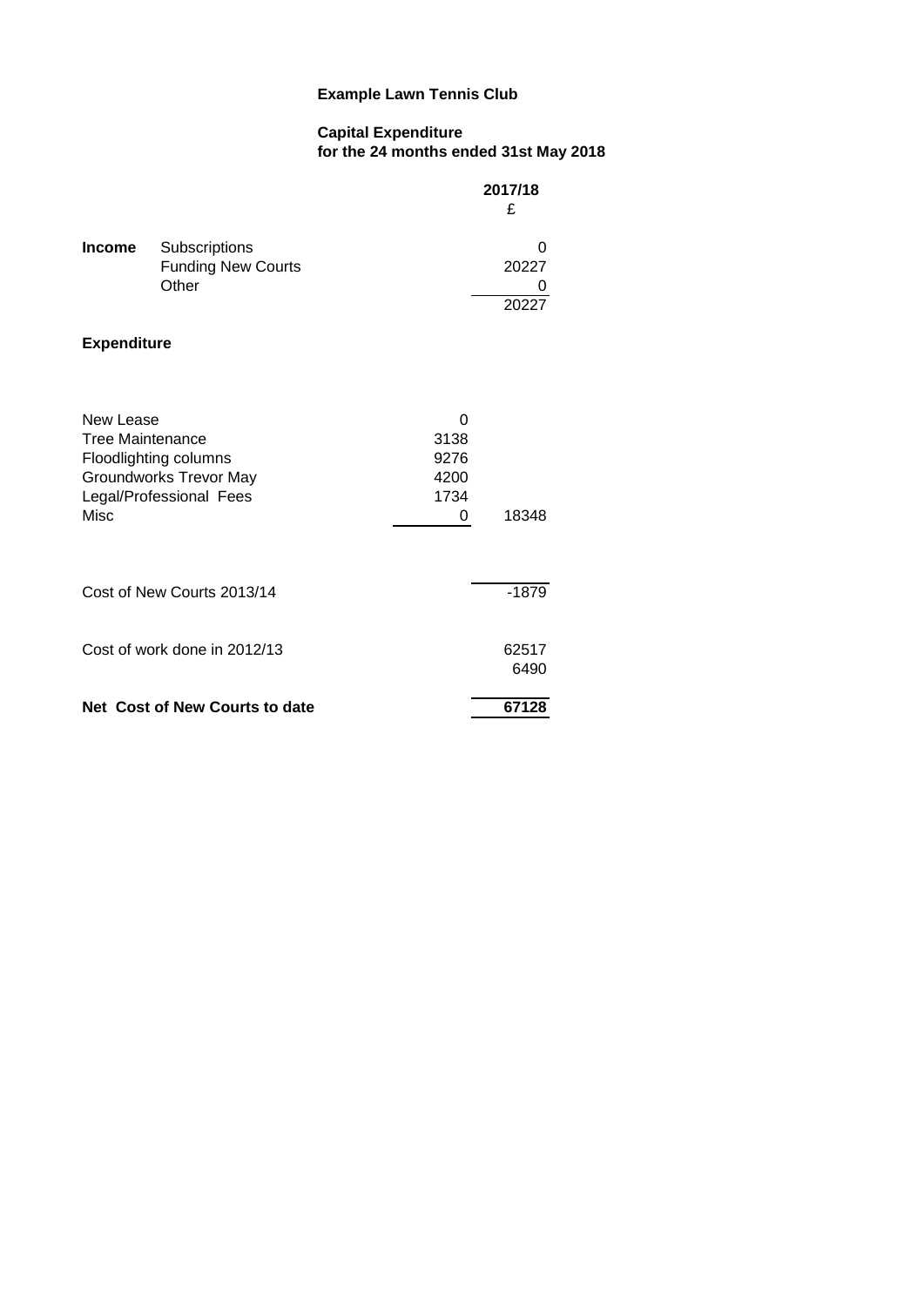# Example Lawn Tennis Club

## Capital Expenditure
## for the 24 months ended 31st May 2018

| | | | 2017/18 |
|---|---|---|---|
| | | | £ |
| **Income** | Subscriptions | | 0 |
| | Funding New Courts | | 20227 |
| | Other | | 0 |
| | | | 20227 |
| **Expenditure** | | | |
| New Lease | | 0 | |
| Tree Maintenance | | 3138 | |
| Floodlighting columns | | 9276 | |
| Groundworks Trevor May | | 4200 | |
| Legal/Professional Fees | | 1734 | |
| Misc | | 0 | 18348 |
| Cost of New Courts 2013/14 | | | -1879 |
| Cost of work done in 2012/13 | | | 62517 |
| | | | 6490 |
| **Net Cost of New Courts to date** | | | **67128** |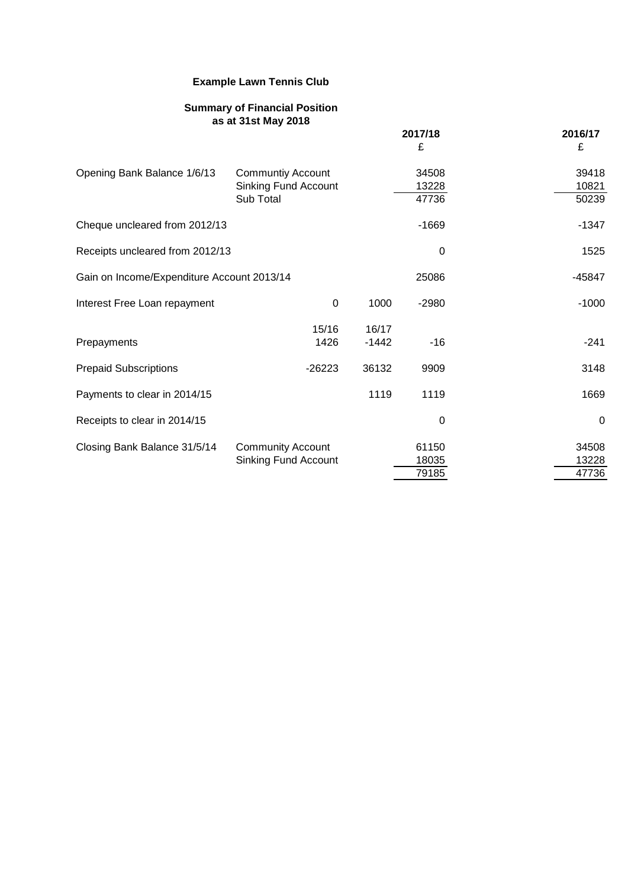**Example Lawn Tennis Club**

**Summary of Financial Position**
**as at 31st May 2018**

| | | | | **2017/18** | **2016/17** |
|---|---|---|---|---|---|
| | | | | £ | £ |
| Opening Bank Balance 1/6/13 | Communtiy Account | | | 34508 | 39418 |
| | Sinking Fund Account | | | 13228 | 10821 |
| | Sub Total | | | 47736 | 50239 |
| Cheque uncleared from 2012/13 | | | | -1669 | -1347 |
| Receipts uncleared from 2012/13 | | | | 0 | 1525 |
| Gain on Income/Expenditure Account 2013/14 | | | | 25086 | -45847 |
| Interest Free Loan repayment | | 0 | 1000 | -2980 | -1000 |
| | | 15/16 | 16/17 | | |
| Prepayments | | 1426 | -1442 | -16 | -241 |
| Prepaid Subscriptions | | -26223 | 36132 | 9909 | 3148 |
| Payments to clear in 2014/15 | | | 1119 | 1119 | 1669 |
| Receipts to clear in 2014/15 | | | | 0 | 0 |
| Closing Bank Balance 31/5/14 | Community Account | | | 61150 | 34508 |
| | Sinking Fund Account | | | 18035 | 13228 |
| | | | | 79185 | 47736 |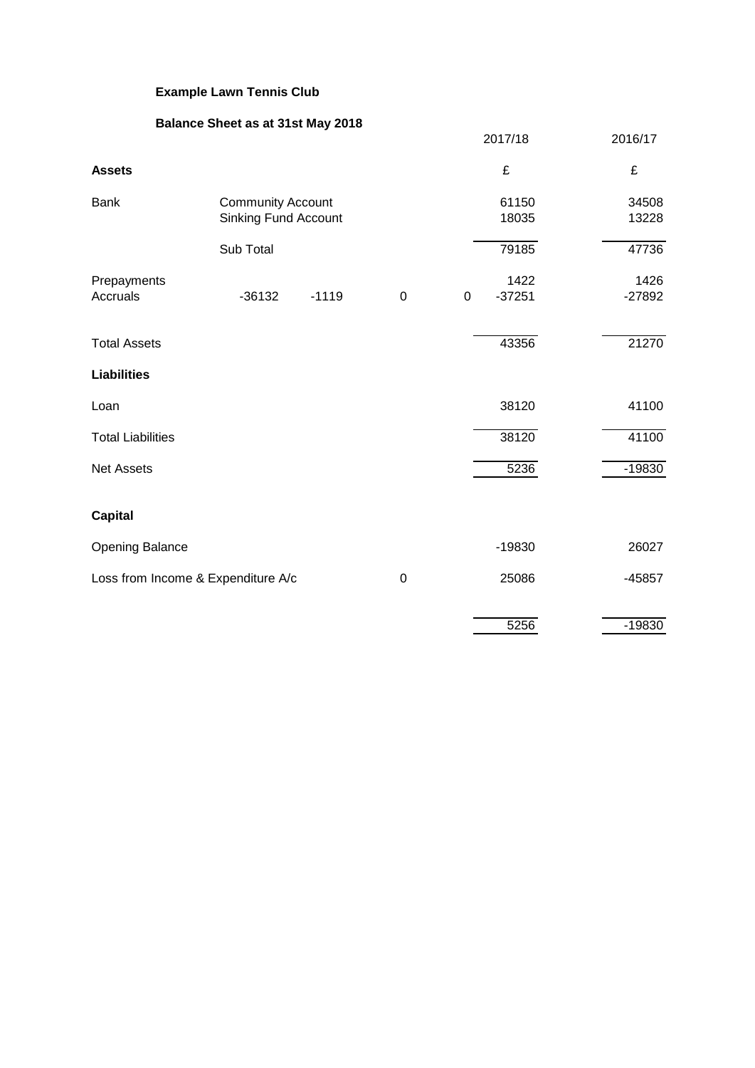**Example Lawn Tennis Club**

**Balance Sheet as at 31st May 2018**

| | | | | | | 2017/18 | 2016/17 |
|---|---|---|---|---|---|---|---|
| **Assets** | | | | | | £ | £ |
| Bank | Community Account | | | | | 61150 | 34508 |
| | Sinking Fund Account | | | | | 18035 | 13228 |
| | Sub Total | | | | | 79185 | 47736 |
| Prepayments | | | | | | 1422 | 1426 |
| Accruals | -36132 | -1119 | 0 | 0 | | -37251 | -27892 |
| Total Assets | | | | | | 43356 | 21270 |
| **Liabilities** | | | | | | | |
| Loan | | | | | | 38120 | 41100 |
| Total Liabilities | | | | | | 38120 | 41100 |
| Net Assets | | | | | | 5236 | -19830 |
| **Capital** | | | | | | | |
| Opening Balance | | | | | | -19830 | 26027 |
| Loss from Income & Expenditure A/c | | | 0 | | | 25086 | -45857 |
| | | | | | | 5256 | -19830 |